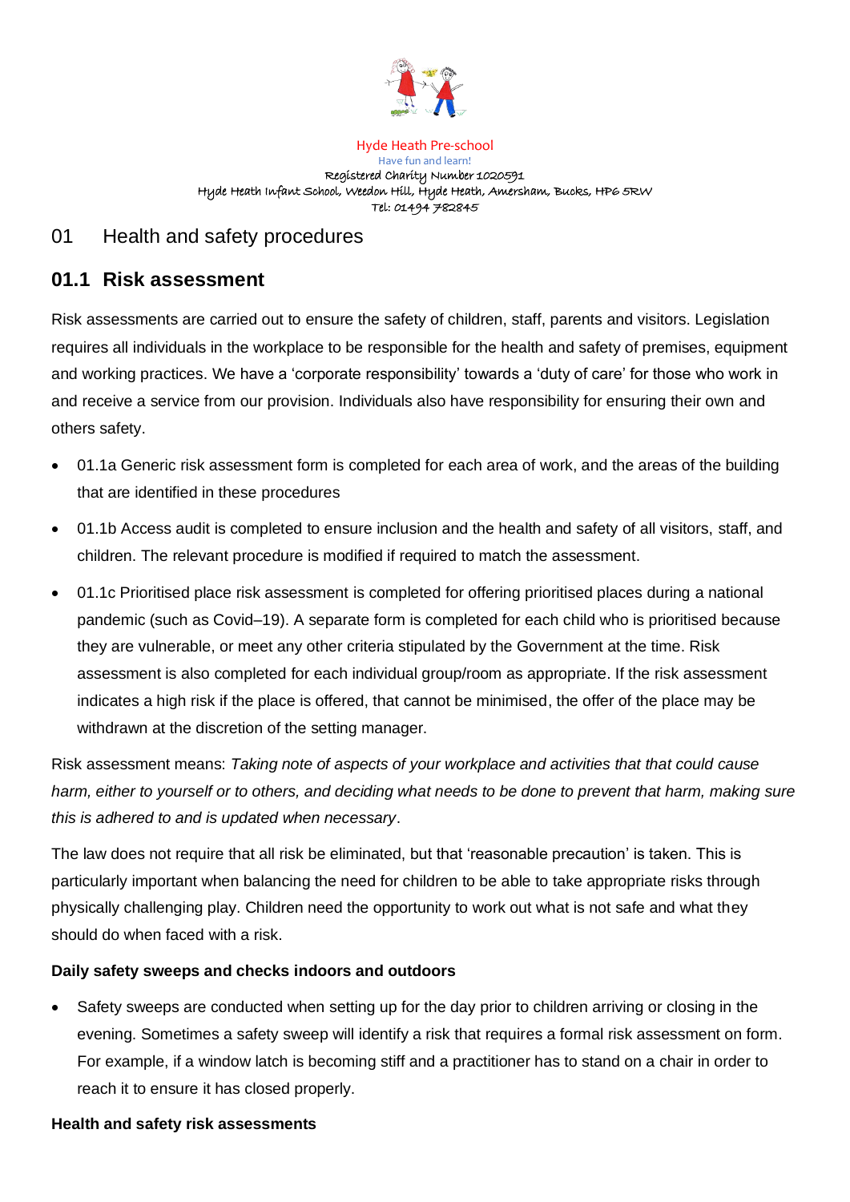Hyde Heath Pre-school
Have fun and learn!
Registered Charity Number 1020591
Hyde Heath Infant School, Weedon Hill, Hyde Heath, Amersham, Bucks, HP6 5RW
Tel: 01494 782845

# 01 Health and safety procedures

## 01.1 Risk assessment

Risk assessments are carried out to ensure the safety of children, staff, parents and visitors. Legislation requires all individuals in the workplace to be responsible for the health and safety of premises, equipment and working practices. We have a 'corporate responsibility' towards a 'duty of care' for those who work in and receive a service from our provision. Individuals also have responsibility for ensuring their own and others safety.

- 01.1a Generic risk assessment form is completed for each area of work, and the areas of the building that are identified in these procedures
- 01.1b Access audit is completed to ensure inclusion and the health and safety of all visitors, staff, and children. The relevant procedure is modified if required to match the assessment.
- 01.1c Prioritised place risk assessment is completed for offering prioritised places during a national pandemic (such as Covid–19). A separate form is completed for each child who is prioritised because they are vulnerable, or meet any other criteria stipulated by the Government at the time. Risk assessment is also completed for each individual group/room as appropriate. If the risk assessment indicates a high risk if the place is offered, that cannot be minimised, the offer of the place may be withdrawn at the discretion of the setting manager.

Risk assessment means: *Taking note of aspects of your workplace and activities that that could cause harm, either to yourself or to others, and deciding what needs to be done to prevent that harm, making sure this is adhered to and is updated when necessary*.

The law does not require that all risk be eliminated, but that 'reasonable precaution' is taken. This is particularly important when balancing the need for children to be able to take appropriate risks through physically challenging play. Children need the opportunity to work out what is not safe and what they should do when faced with a risk.

**Daily safety sweeps and checks indoors and outdoors**

- Safety sweeps are conducted when setting up for the day prior to children arriving or closing in the evening. Sometimes a safety sweep will identify a risk that requires a formal risk assessment on form. For example, if a window latch is becoming stiff and a practitioner has to stand on a chair in order to reach it to ensure it has closed properly.

**Health and safety risk assessments**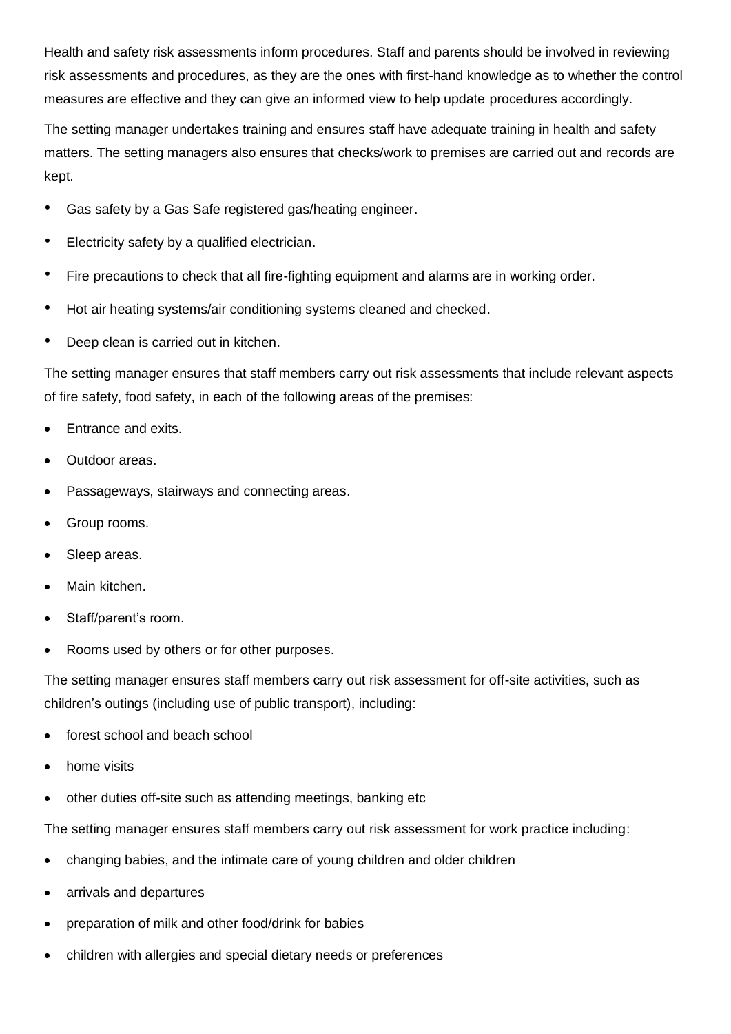Health and safety risk assessments inform procedures. Staff and parents should be involved in reviewing risk assessments and procedures, as they are the ones with first-hand knowledge as to whether the control measures are effective and they can give an informed view to help update procedures accordingly.

The setting manager undertakes training and ensures staff have adequate training in health and safety matters. The setting managers also ensures that checks/work to premises are carried out and records are kept.

- Gas safety by a Gas Safe registered gas/heating engineer.
- Electricity safety by a qualified electrician.
- Fire precautions to check that all fire-fighting equipment and alarms are in working order.
- Hot air heating systems/air conditioning systems cleaned and checked.
- Deep clean is carried out in kitchen.

The setting manager ensures that staff members carry out risk assessments that include relevant aspects of fire safety, food safety, in each of the following areas of the premises:

- Entrance and exits.
- Outdoor areas.
- Passageways, stairways and connecting areas.
- Group rooms.
- Sleep areas.
- Main kitchen.
- Staff/parent's room.
- Rooms used by others or for other purposes.

The setting manager ensures staff members carry out risk assessment for off-site activities, such as children's outings (including use of public transport), including:

- forest school and beach school
- home visits
- other duties off-site such as attending meetings, banking etc

The setting manager ensures staff members carry out risk assessment for work practice including:

- changing babies, and the intimate care of young children and older children
- arrivals and departures
- preparation of milk and other food/drink for babies
- children with allergies and special dietary needs or preferences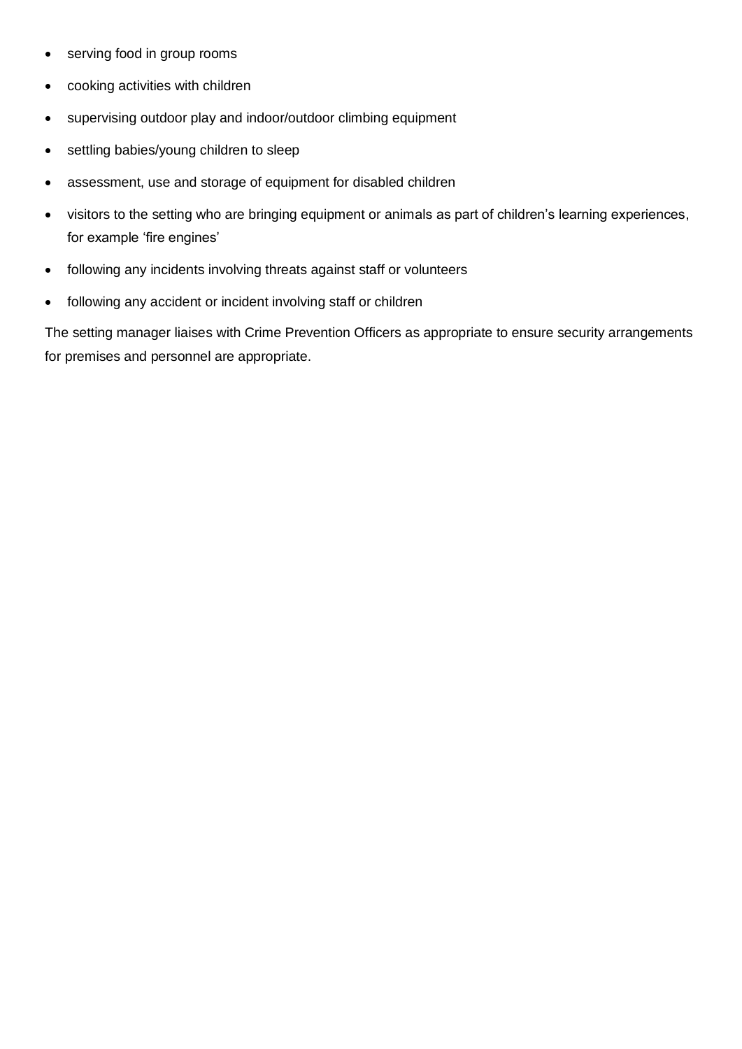- serving food in group rooms
- cooking activities with children
- supervising outdoor play and indoor/outdoor climbing equipment
- settling babies/young children to sleep
- assessment, use and storage of equipment for disabled children
- visitors to the setting who are bringing equipment or animals as part of children's learning experiences, for example 'fire engines'
- following any incidents involving threats against staff or volunteers
- following any accident or incident involving staff or children

The setting manager liaises with Crime Prevention Officers as appropriate to ensure security arrangements for premises and personnel are appropriate.